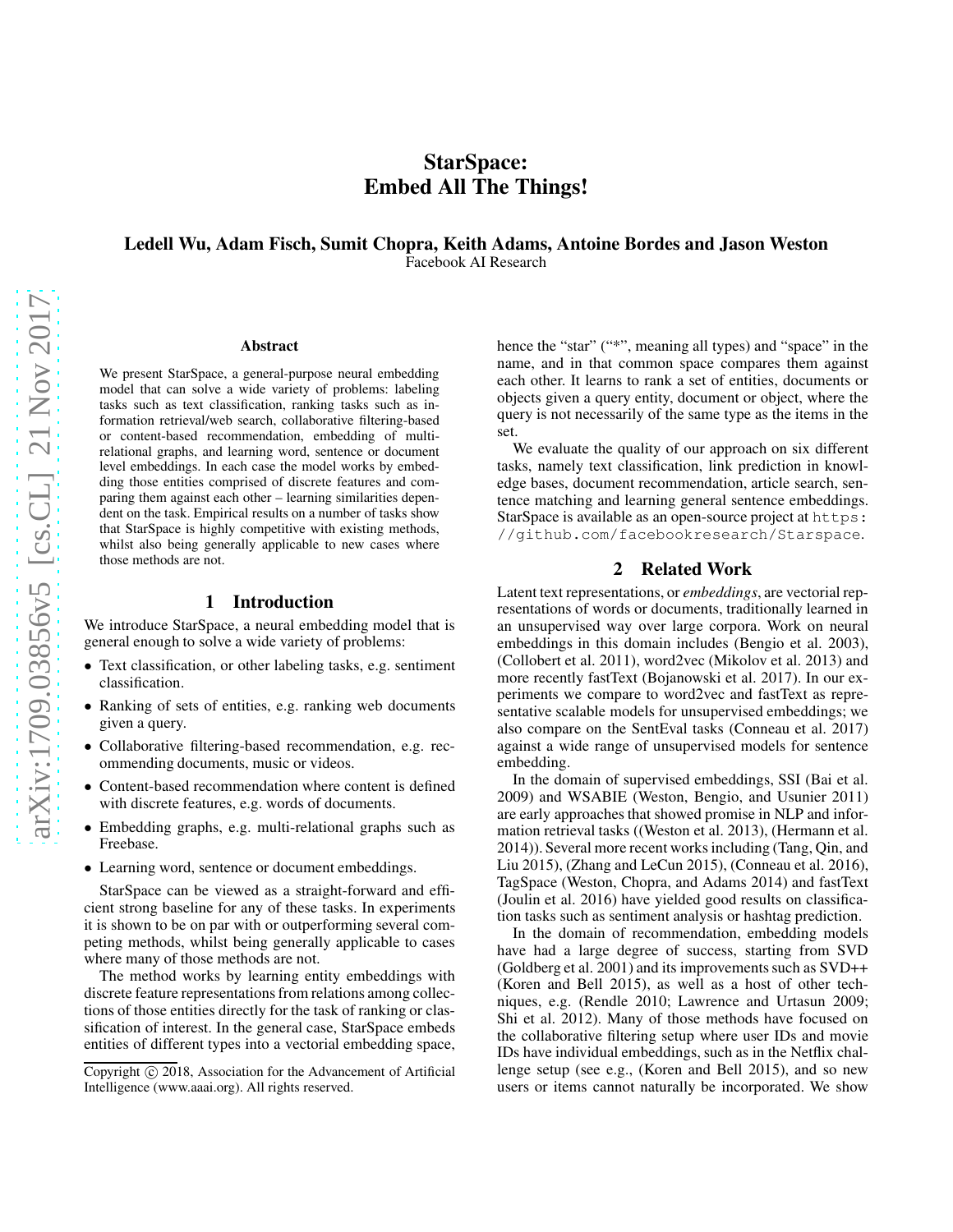# StarSpace: Embed All The Things!

**Ledell Wu, Adam Fisch, Sumit Chopra, Keith Adams, Antoine Bordes and Jason Weston**
Facebook AI Research

### Abstract

We present StarSpace, a general-purpose neural embedding model that can solve a wide variety of problems: labeling tasks such as text classification, ranking tasks such as information retrieval/web search, collaborative filtering-based or content-based recommendation, embedding of multi-relational graphs, and learning word, sentence or document level embeddings. In each case the model works by embedding those entities comprised of discrete features and comparing them against each other – learning similarities dependent on the task. Empirical results on a number of tasks show that StarSpace is highly competitive with existing methods, whilst also being generally applicable to new cases where those methods are not.

## 1 Introduction

We introduce StarSpace, a neural embedding model that is general enough to solve a wide variety of problems:

- Text classification, or other labeling tasks, e.g. sentiment classification.
- Ranking of sets of entities, e.g. ranking web documents given a query.
- Collaborative filtering-based recommendation, e.g. recommending documents, music or videos.
- Content-based recommendation where content is defined with discrete features, e.g. words of documents.
- Embedding graphs, e.g. multi-relational graphs such as Freebase.
- Learning word, sentence or document embeddings.

StarSpace can be viewed as a straight-forward and efficient strong baseline for any of these tasks. In experiments it is shown to be on par with or outperforming several competing methods, whilst being generally applicable to cases where many of those methods are not.

The method works by learning entity embeddings with discrete feature representations from relations among collections of those entities directly for the task of ranking or classification of interest. In the general case, StarSpace embeds entities of different types into a vectorial embedding space, hence the "star" ("*", meaning all types) and "space" in the name, and in that common space compares them against each other. It learns to rank a set of entities, documents or objects given a query entity, document or object, where the query is not necessarily of the same type as the items in the set.

We evaluate the quality of our approach on six different tasks, namely text classification, link prediction in knowledge bases, document recommendation, article search, sentence matching and learning general sentence embeddings. StarSpace is available as an open-source project at https://github.com/facebookresearch/Starspace.

## 2 Related Work

Latent text representations, or *embeddings*, are vectorial representations of words or documents, traditionally learned in an unsupervised way over large corpora. Work on neural embeddings in this domain includes (Bengio et al. 2003), (Collobert et al. 2011), word2vec (Mikolov et al. 2013) and more recently fastText (Bojanowski et al. 2017). In our experiments we compare to word2vec and fastText as representative scalable models for unsupervised embeddings; we also compare on the SentEval tasks (Conneau et al. 2017) against a wide range of unsupervised models for sentence embedding.

In the domain of supervised embeddings, SSI (Bai et al. 2009) and WSABIE (Weston, Bengio, and Usunier 2011) are early approaches that showed promise in NLP and information retrieval tasks ((Weston et al. 2013), (Hermann et al. 2014)). Several more recent works including (Tang, Qin, and Liu 2015), (Zhang and LeCun 2015), (Conneau et al. 2016), TagSpace (Weston, Chopra, and Adams 2014) and fastText (Joulin et al. 2016) have yielded good results on classification tasks such as sentiment analysis or hashtag prediction.

In the domain of recommendation, embedding models have had a large degree of success, starting from SVD (Goldberg et al. 2001) and its improvements such as SVD++ (Koren and Bell 2015), as well as a host of other techniques, e.g. (Rendle 2010; Lawrence and Urtasun 2009; Shi et al. 2012). Many of those methods have focused on the collaborative filtering setup where user IDs and movie IDs have individual embeddings, such as in the Netflix challenge setup (see e.g., (Koren and Bell 2015), and so new users or items cannot naturally be incorporated. We show

Copyright © 2018, Association for the Advancement of Artificial Intelligence (www.aaai.org). All rights reserved.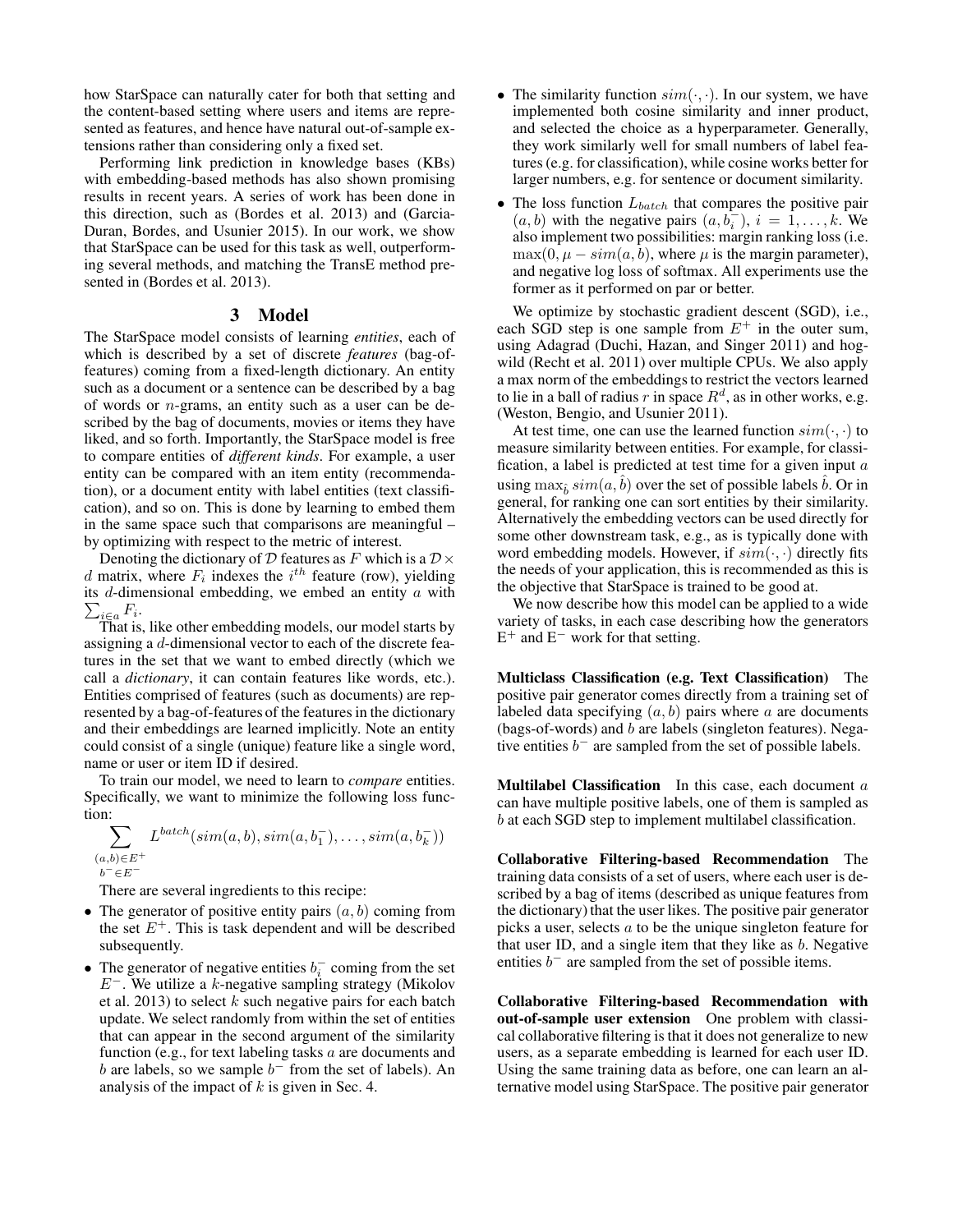how StarSpace can naturally cater for both that setting and the content-based setting where users and items are represented as features, and hence have natural out-of-sample extensions rather than considering only a fixed set.

Performing link prediction in knowledge bases (KBs) with embedding-based methods has also shown promising results in recent years. A series of work has been done in this direction, such as (Bordes et al. 2013) and (Garcia-Duran, Bordes, and Usunier 2015). In our work, we show that StarSpace can be used for this task as well, outperforming several methods, and matching the TransE method presented in (Bordes et al. 2013).

## 3 Model

The StarSpace model consists of learning *entities*, each of which is described by a set of discrete *features* (bag-of-features) coming from a fixed-length dictionary. An entity such as a document or a sentence can be described by a bag of words or $n$-grams, an entity such as a user can be described by the bag of documents, movies or items they have liked, and so forth. Importantly, the StarSpace model is free to compare entities of *different kinds*. For example, a user entity can be compared with an item entity (recommendation), or a document entity with label entities (text classification), and so on. This is done by learning to embed them in the same space such that comparisons are meaningful – by optimizing with respect to the metric of interest.

Denoting the dictionary of $\mathcal{D}$ features as $F$ which is a $\mathcal{D} \times d$ matrix, where $F_i$ indexes the $i^{th}$ feature (row), yielding its $d$-dimensional embedding, we embed an entity $a$ with $\sum_{i \in a} F_i$.

That is, like other embedding models, our model starts by assigning a $d$-dimensional vector to each of the discrete features in the set that we want to embed directly (which we call a *dictionary*, it can contain features like words, etc.). Entities comprised of features (such as documents) are represented by a bag-of-features of the features in the dictionary and their embeddings are learned implicitly. Note an entity could consist of a single (unique) feature like a single word, name or user or item ID if desired.

To train our model, we need to learn to *compare* entities. Specifically, we want to minimize the following loss function:

$$\sum_{\substack{(a,b) \in E^+ \\ b^- \in E^-}} L^{batch}(sim(a,b), sim(a,b_1^-), \ldots, sim(a,b_k^-))$$

There are several ingredients to this recipe:

- The generator of positive entity pairs $(a, b)$ coming from the set $E^+$. This is task dependent and will be described subsequently.
- The generator of negative entities $b_i^-$ coming from the set $E^-$. We utilize a $k$-negative sampling strategy (Mikolov et al. 2013) to select $k$ such negative pairs for each batch update. We select randomly from within the set of entities that can appear in the second argument of the similarity function (e.g., for text labeling tasks $a$ are documents and $b$ are labels, so we sample $b^-$ from the set of labels). An analysis of the impact of $k$ is given in Sec. 4.
- The similarity function $sim(\cdot, \cdot)$. In our system, we have implemented both cosine similarity and inner product, and selected the choice as a hyperparameter. Generally, they work similarly well for small numbers of label features (e.g. for classification), while cosine works better for larger numbers, e.g. for sentence or document similarity.
- The loss function $L_{batch}$ that compares the positive pair $(a, b)$ with the negative pairs $(a, b_i^-)$, $i = 1, \ldots, k$. We also implement two possibilities: margin ranking loss (i.e. $\max(0, \mu - sim(a, b)$, where $\mu$ is the margin parameter), and negative log loss of softmax. All experiments use the former as it performed on par or better.

We optimize by stochastic gradient descent (SGD), i.e., each SGD step is one sample from $E^+$ in the outer sum, using Adagrad (Duchi, Hazan, and Singer 2011) and hogwild (Recht et al. 2011) over multiple CPUs. We also apply a max norm of the embeddings to restrict the vectors learned to lie in a ball of radius $r$ in space $R^d$, as in other works, e.g. (Weston, Bengio, and Usunier 2011).

At test time, one can use the learned function $sim(\cdot, \cdot)$ to measure similarity between entities. For example, for classification, a label is predicted at test time for a given input $a$ using $\max_{\hat{b}} sim(a, \hat{b})$ over the set of possible labels $\hat{b}$. Or in general, for ranking one can sort entities by their similarity. Alternatively the embedding vectors can be used directly for some other downstream task, e.g., as is typically done with word embedding models. However, if $sim(\cdot, \cdot)$ directly fits the needs of your application, this is recommended as this is the objective that StarSpace is trained to be good at.

We now describe how this model can be applied to a wide variety of tasks, in each case describing how the generators $E^+$ and $E^-$ work for that setting.

**Multiclass Classification (e.g. Text Classification)** The positive pair generator comes directly from a training set of labeled data specifying $(a, b)$ pairs where $a$ are documents (bags-of-words) and $b$ are labels (singleton features). Negative entities $b^-$ are sampled from the set of possible labels.

**Multilabel Classification** In this case, each document $a$ can have multiple positive labels, one of them is sampled as $b$ at each SGD step to implement multilabel classification.

**Collaborative Filtering-based Recommendation** The training data consists of a set of users, where each user is described by a bag of items (described as unique features from the dictionary) that the user likes. The positive pair generator picks a user, selects $a$ to be the unique singleton feature for that user ID, and a single item that they like as $b$. Negative entities $b^-$ are sampled from the set of possible items.

**Collaborative Filtering-based Recommendation with out-of-sample user extension** One problem with classical collaborative filtering is that it does not generalize to new users, as a separate embedding is learned for each user ID. Using the same training data as before, one can learn an alternative model using StarSpace. The positive pair generator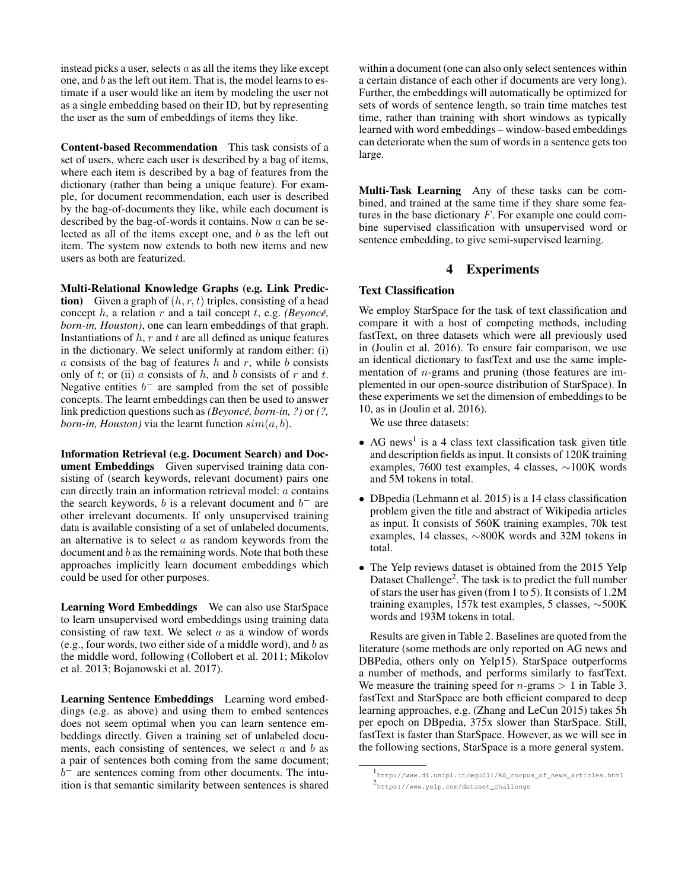instead picks a user, selects $a$ as all the items they like except one, and $b$ as the left out item. That is, the model learns to estimate if a user would like an item by modeling the user not as a single embedding based on their ID, but by representing the user as the sum of embeddings of items they like.

**Content-based Recommendation** This task consists of a set of users, where each user is described by a bag of items, where each item is described by a bag of features from the dictionary (rather than being a unique feature). For example, for document recommendation, each user is described by the bag-of-documents they like, while each document is described by the bag-of-words it contains. Now $a$ can be selected as all of the items except one, and $b$ as the left out item. The system now extends to both new items and new users as both are featurized.

**Multi-Relational Knowledge Graphs (e.g. Link Prediction)** Given a graph of $(h, r, t)$ triples, consisting of a head concept $h$, a relation $r$ and a tail concept $t$, e.g. *(Beyoncé, born-in, Houston)*, one can learn embeddings of that graph. Instantiations of $h$, $r$ and $t$ are all defined as unique features in the dictionary. We select uniformly at random either: (i) $a$ consists of the bag of features $h$ and $r$, while $b$ consists only of $t$; or (ii) $a$ consists of $h$, and $b$ consists of $r$ and $t$. Negative entities $b^-$ are sampled from the set of possible concepts. The learnt embeddings can then be used to answer link prediction questions such as *(Beyoncé, born-in, ?)* or *(?, born-in, Houston)* via the learnt function $sim(a, b)$.

**Information Retrieval (e.g. Document Search) and Document Embeddings** Given supervised training data consisting of (search keywords, relevant document) pairs one can directly train an information retrieval model: $a$ contains the search keywords, $b$ is a relevant document and $b^-$ are other irrelevant documents. If only unsupervised training data is available consisting of a set of unlabeled documents, an alternative is to select $a$ as random keywords from the document and $b$ as the remaining words. Note that both these approaches implicitly learn document embeddings which could be used for other purposes.

**Learning Word Embeddings** We can also use StarSpace to learn unsupervised word embeddings using training data consisting of raw text. We select $a$ as a window of words (e.g., four words, two either side of a middle word), and $b$ as the middle word, following (Collobert et al. 2011; Mikolov et al. 2013; Bojanowski et al. 2017).

**Learning Sentence Embeddings** Learning word embeddings (e.g. as above) and using them to embed sentences does not seem optimal when you can learn sentence embeddings directly. Given a training set of unlabeled documents, each consisting of sentences, we select $a$ and $b$ as a pair of sentences both coming from the same document; $b^-$ are sentences coming from other documents. The intuition is that semantic similarity between sentences is shared within a document (one can also only select sentences within a certain distance of each other if documents are very long). Further, the embeddings will automatically be optimized for sets of words of sentence length, so train time matches test time, rather than training with short windows as typically learned with word embeddings – window-based embeddings can deteriorate when the sum of words in a sentence gets too large.

**Multi-Task Learning** Any of these tasks can be combined, and trained at the same time if they share some features in the base dictionary $F$. For example one could combine supervised classification with unsupervised word or sentence embedding, to give semi-supervised learning.

## 4 Experiments

### Text Classification

We employ StarSpace for the task of text classification and compare it with a host of competing methods, including fastText, on three datasets which were all previously used in (Joulin et al. 2016). To ensure fair comparison, we use an identical dictionary to fastText and use the same implementation of $n$-grams and pruning (those features are implemented in our open-source distribution of StarSpace). In these experiments we set the dimension of embeddings to be 10, as in (Joulin et al. 2016).

We use three datasets:

- AG news[1] is a 4 class text classification task given title and description fields as input. It consists of 120K training examples, 7600 test examples, 4 classes, ∼100K words and 5M tokens in total.
- DBpedia (Lehmann et al. 2015) is a 14 class classification problem given the title and abstract of Wikipedia articles as input. It consists of 560K training examples, 70k test examples, 14 classes, ∼800K words and 32M tokens in total.
- The Yelp reviews dataset is obtained from the 2015 Yelp Dataset Challenge[2]. The task is to predict the full number of stars the user has given (from 1 to 5). It consists of 1.2M training examples, 157k test examples, 5 classes, ∼500K words and 193M tokens in total.

Results are given in Table 2. Baselines are quoted from the literature (some methods are only reported on AG news and DBPedia, others only on Yelp15). StarSpace outperforms a number of methods, and performs similarly to fastText. We measure the training speed for $n$-grams $> 1$ in Table 3. fastText and StarSpace are both efficient compared to deep learning approaches, e.g. (Zhang and LeCun 2015) takes 5h per epoch on DBpedia, 375x slower than StarSpace. Still, fastText is faster than StarSpace. However, as we will see in the following sections, StarSpace is a more general system.

[1] http://www.di.unipi.it/œgulli/AG_corpus_of_news_articles.html

[2] https://www.yelp.com/dataset_challenge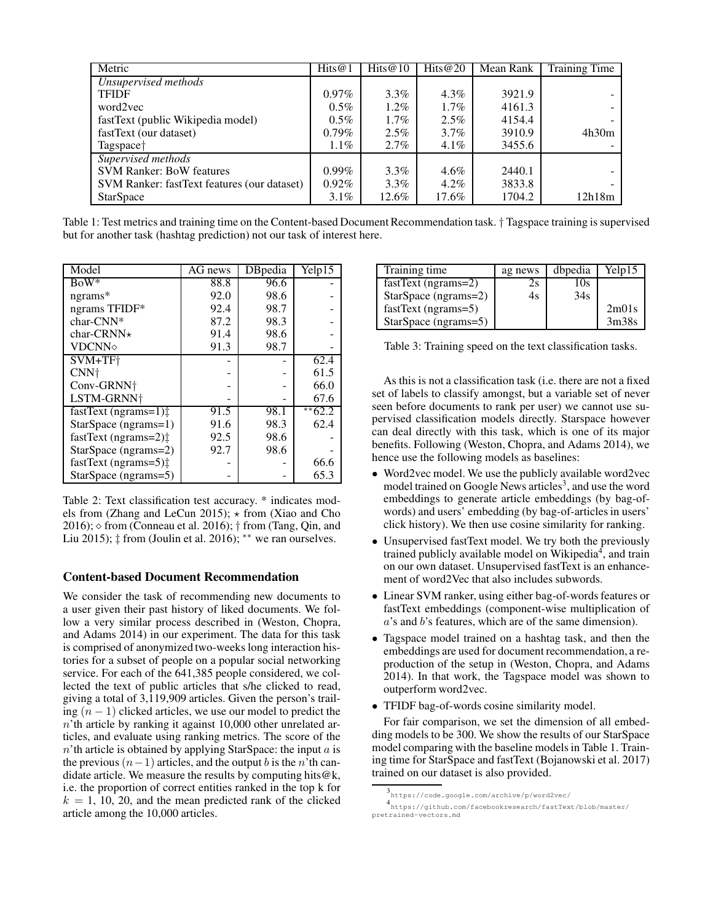| Metric | Hits@1 | Hits@10 | Hits@20 | Mean Rank | Training Time |
|---|---|---|---|---|---|
| *Unsupervised methods* | | | | | |
| TFIDF | 0.97% | 3.3% | 4.3% | 3921.9 | - |
| word2vec | 0.5% | 1.2% | 1.7% | 4161.3 | - |
| fastText (public Wikipedia model) | 0.5% | 1.7% | 2.5% | 4154.4 | - |
| fastText (our dataset) | 0.79% | 2.5% | 3.7% | 3910.9 | 4h30m |
| Tagspace† | 1.1% | 2.7% | 4.1% | 3455.6 | - |
| *Supervised methods* | | | | | |
| SVM Ranker: BoW features | 0.99% | 3.3% | 4.6% | 2440.1 | - |
| SVM Ranker: fastText features (our dataset) | 0.92% | 3.3% | 4.2% | 3833.8 | - |
| StarSpace | 3.1% | 12.6% | 17.6% | 1704.2 | 12h18m |

Table 1: Test metrics and training time on the Content-based Document Recommendation task. † Tagspace training is supervised but for another task (hashtag prediction) not our task of interest here.

| Model | AG news | DBpedia | Yelp15 |
|---|---|---|---|
| BoW* | 88.8 | 96.6 | - |
| ngrams* | 92.0 | 98.6 | - |
| ngrams TFIDF* | 92.4 | 98.7 | - |
| char-CNN* | 87.2 | 98.3 | - |
| char-CRNN⋆ | 91.4 | 98.6 | - |
| VDCNN⋄ | 91.3 | 98.7 | - |
| SVM+TF† | - | - | 62.4 |
| CNN† | - | - | 61.5 |
| Conv-GRNN† | - | - | 66.0 |
| LSTM-GRNN† | - | - | 67.6 |
| fastText (ngrams=1)‡ | 91.5 | 98.1 | **62.2 |
| StarSpace (ngrams=1) | 91.6 | 98.3 | 62.4 |
| fastText (ngrams=2)‡ | 92.5 | 98.6 | - |
| StarSpace (ngrams=2) | 92.7 | 98.6 | - |
| fastText (ngrams=5)‡ | - | - | 66.6 |
| StarSpace (ngrams=5) | - | - | 65.3 |

Table 2: Text classification test accuracy. * indicates models from (Zhang and LeCun 2015); ⋆ from (Xiao and Cho 2016); ⋄ from (Conneau et al. 2016); † from (Tang, Qin, and Liu 2015); ‡ from (Joulin et al. 2016); ** we ran ourselves.

## Content-based Document Recommendation

We consider the task of recommending new documents to a user given their past history of liked documents. We follow a very similar process described in (Weston, Chopra, and Adams 2014) in our experiment. The data for this task is comprised of anonymized two-weeks long interaction histories for a subset of people on a popular social networking service. For each of the 641,385 people considered, we collected the text of public articles that s/he clicked to read, giving a total of 3,119,909 articles. Given the person's trailing $(n-1)$ clicked articles, we use our model to predict the $n$'th article by ranking it against 10,000 other unrelated articles, and evaluate using ranking metrics. The score of the $n$'th article is obtained by applying StarSpace: the input $a$ is the previous $(n-1)$ articles, and the output $b$ is the $n$'th candidate article. We measure the results by computing hits@k, i.e. the proportion of correct entities ranked in the top k for $k = 1$, 10, 20, and the mean predicted rank of the clicked article among the 10,000 articles.

| Training time | ag news | dbpedia | Yelp15 |
|---|---|---|---|
| fastText (ngrams=2) | 2s | 10s | |
| StarSpace (ngrams=2) | 4s | 34s | |
| fastText (ngrams=5) | | | 2m01s |
| StarSpace (ngrams=5) | | | 3m38s |

Table 3: Training speed on the text classification tasks.

As this is not a classification task (i.e. there are not a fixed set of labels to classify amongst, but a variable set of never seen before documents to rank per user) we cannot use supervised classification models directly. Starspace however can deal directly with this task, which is one of its major benefits. Following (Weston, Chopra, and Adams 2014), we hence use the following models as baselines:

- Word2vec model. We use the publicly available word2vec model trained on Google News articles[3], and use the word embeddings to generate article embeddings (by bag-of-words) and users' embedding (by bag-of-articles in users' click history). We then use cosine similarity for ranking.
- Unsupervised fastText model. We try both the previously trained publicly available model on Wikipedia[4], and train on our own dataset. Unsupervised fastText is an enhancement of word2Vec that also includes subwords.
- Linear SVM ranker, using either bag-of-words features or fastText embeddings (component-wise multiplication of $a$'s and $b$'s features, which are of the same dimension).
- Tagspace model trained on a hashtag task, and then the embeddings are used for document recommendation, a reproduction of the setup in (Weston, Chopra, and Adams 2014). In that work, the Tagspace model was shown to outperform word2vec.
- TFIDF bag-of-words cosine similarity model.

For fair comparison, we set the dimension of all embedding models to be 300. We show the results of our StarSpace model comparing with the baseline models in Table 1. Training time for StarSpace and fastText (Bojanowski et al. 2017) trained on our dataset is also provided.

[3] https://code.google.com/archive/p/word2vec/

[4] https://github.com/facebookresearch/fastText/blob/master/pretrained-vectors.md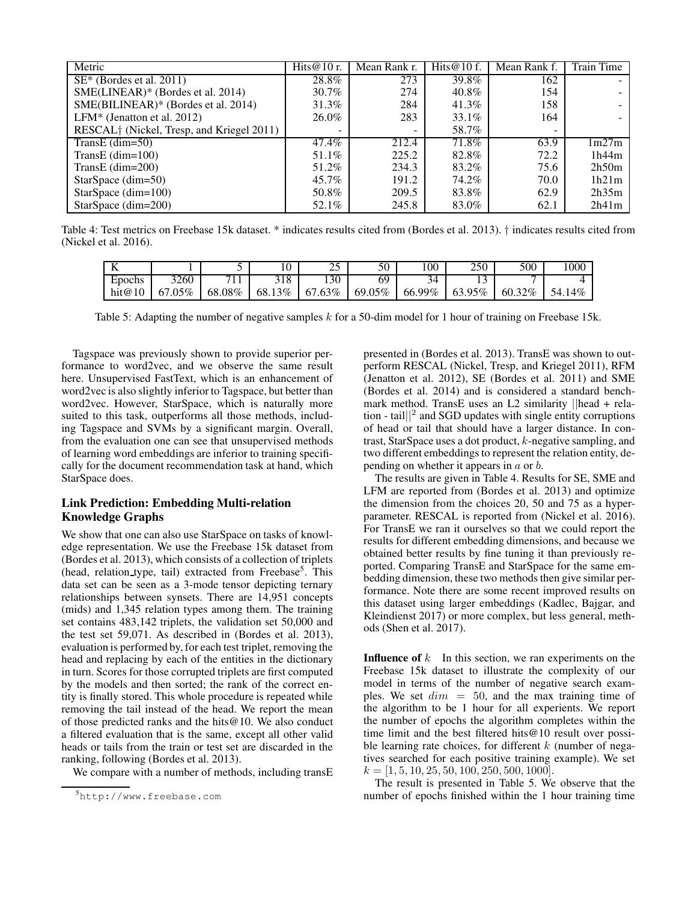| Metric | Hits@10 r. | Mean Rank r. | Hits@10 f. | Mean Rank f. | Train Time |
|---|---|---|---|---|---|
| SE* (Bordes et al. 2011) | 28.8% | 273 | 39.8% | 162 | - |
| SME(LINEAR)* (Bordes et al. 2014) | 30.7% | 274 | 40.8% | 154 | - |
| SME(BILINEAR)* (Bordes et al. 2014) | 31.3% | 284 | 41.3% | 158 | - |
| LFM* (Jenatton et al. 2012) | 26.0% | 283 | 33.1% | 164 | - |
| RESCAL† (Nickel, Tresp, and Kriegel 2011) | - | - | 58.7% | - | |
| TransE (dim=50) | 47.4% | 212.4 | 71.8% | 63.9 | 1m27m |
| TransE (dim=100) | 51.1% | 225.2 | 82.8% | 72.2 | 1h44m |
| TransE (dim=200) | 51.2% | 234.3 | 83.2% | 75.6 | 2h50m |
| StarSpace (dim=50) | 45.7% | 191.2 | 74.2% | 70.0 | 1h21m |
| StarSpace (dim=100) | 50.8% | 209.5 | 83.8% | 62.9 | 2h35m |
| StarSpace (dim=200) | 52.1% | 245.8 | 83.0% | 62.1 | 2h41m |

Table 4: Test metrics on Freebase 15k dataset. * indicates results cited from (Bordes et al. 2013). † indicates results cited from (Nickel et al. 2016).

| K | 1 | 5 | 10 | 25 | 50 | 100 | 250 | 500 | 1000 |
|---|---|---|---|---|---|---|---|---|---|
| Epochs | 3260 | 711 | 318 | 130 | 69 | 34 | 13 | 7 | 4 |
| hit@10 | 67.05% | 68.08% | 68.13% | 67.63% | 69.05% | 66.99% | 63.95% | 60.32% | 54.14% |

Table 5: Adapting the number of negative samples $k$ for a 50-dim model for 1 hour of training on Freebase 15k.

Tagspace was previously shown to provide superior performance to word2vec, and we observe the same result here. Unsupervised FastText, which is an enhancement of word2vec is also slightly inferior to Tagspace, but better than word2vec. However, StarSpace, which is naturally more suited to this task, outperforms all those methods, including Tagspace and SVMs by a significant margin. Overall, from the evaluation one can see that unsupervised methods of learning word embeddings are inferior to training specifically for the document recommendation task at hand, which StarSpace does.

### Link Prediction: Embedding Multi-relation Knowledge Graphs

We show that one can also use StarSpace on tasks of knowledge representation. We use the Freebase 15k dataset from (Bordes et al. 2013), which consists of a collection of triplets (head, relation_type, tail) extracted from Freebase[5]. This data set can be seen as a 3-mode tensor depicting ternary relationships between synsets. There are 14,951 concepts (mids) and 1,345 relation types among them. The training set contains 483,142 triplets, the validation set 50,000 and the test set 59,071. As described in (Bordes et al. 2013), evaluation is performed by, for each test triplet, removing the head and replacing by each of the entities in the dictionary in turn. Scores for those corrupted triplets are first computed by the models and then sorted; the rank of the correct entity is finally stored. This whole procedure is repeated while removing the tail instead of the head. We report the mean of those predicted ranks and the hits@10. We also conduct a filtered evaluation that is the same, except all other valid heads or tails from the train or test set are discarded in the ranking, following (Bordes et al. 2013).

We compare with a number of methods, including transE presented in (Bordes et al. 2013). TransE was shown to outperform RESCAL (Nickel, Tresp, and Kriegel 2011), RFM (Jenatton et al. 2012), SE (Bordes et al. 2011) and SME (Bordes et al. 2014) and is considered a standard benchmark method. TransE uses an L2 similarity $||\text{head} + \text{relation} - \text{tail}||^2$ and SGD updates with single entity corruptions of head or tail that should have a larger distance. In contrast, StarSpace uses a dot product, $k$-negative sampling, and two different embeddings to represent the relation entity, depending on whether it appears in $a$ or $b$.

The results are given in Table 4. Results for SE, SME and LFM are reported from (Bordes et al. 2013) and optimize the dimension from the choices 20, 50 and 75 as a hyperparameter. RESCAL is reported from (Nickel et al. 2016). For TransE we ran it ourselves so that we could report the results for different embedding dimensions, and because we obtained better results by fine tuning it than previously reported. Comparing TransE and StarSpace for the same embedding dimension, these two methods then give similar performance. Note there are some more recent improved results on this dataset using larger embeddings (Kadlec, Bajgar, and Kleindienst 2017) or more complex, but less general, methods (Shen et al. 2017).

**Influence of $k$** In this section, we ran experiments on the Freebase 15k dataset to illustrate the complexity of our model in terms of the number of negative search examples. We set $dim = 50$, and the max training time of the algorithm to be 1 hour for all experients. We report the number of epochs the algorithm completes within the time limit and the best filtered hits@10 result over possible learning rate choices, for different $k$ (number of negatives searched for each positive training example). We set $k = [1, 5, 10, 25, 50, 100, 250, 500, 1000]$.

The result is presented in Table 5. We observe that the number of epochs finished within the 1 hour training time

[5] http://www.freebase.com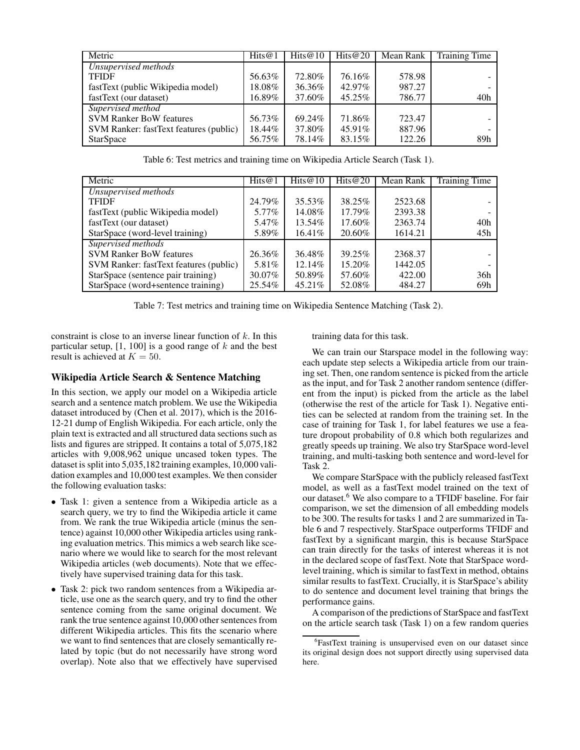| Metric | Hits@1 | Hits@10 | Hits@20 | Mean Rank | Training Time |
|---|---|---|---|---|---|
| *Unsupervised methods* | | | | | |
| TFIDF | 56.63% | 72.80% | 76.16% | 578.98 | - |
| fastText (public Wikipedia model) | 18.08% | 36.36% | 42.97% | 987.27 | - |
| fastText (our dataset) | 16.89% | 37.60% | 45.25% | 786.77 | 40h |
| *Supervised method* | | | | | |
| SVM Ranker BoW features | 56.73% | 69.24% | 71.86% | 723.47 | - |
| SVM Ranker: fastText features (public) | 18.44% | 37.80% | 45.91% | 887.96 | - |
| StarSpace | 56.75% | 78.14% | 83.15% | 122.26 | 89h |

Table 6: Test metrics and training time on Wikipedia Article Search (Task 1).

| Metric | Hits@1 | Hits@10 | Hits@20 | Mean Rank | Training Time |
|---|---|---|---|---|---|
| *Unsupervised methods* | | | | | |
| TFIDF | 24.79% | 35.53% | 38.25% | 2523.68 | - |
| fastText (public Wikipedia model) | 5.77% | 14.08% | 17.79% | 2393.38 | - |
| fastText (our dataset) | 5.47% | 13.54% | 17.60% | 2363.74 | 40h |
| StarSpace (word-level training) | 5.89% | 16.41% | 20.60% | 1614.21 | 45h |
| *Supervised methods* | | | | | |
| SVM Ranker BoW features | 26.36% | 36.48% | 39.25% | 2368.37 | - |
| SVM Ranker: fastText features (public) | 5.81% | 12.14% | 15.20% | 1442.05 | - |
| StarSpace (sentence pair training) | 30.07% | 50.89% | 57.60% | 422.00 | 36h |
| StarSpace (word+sentence training) | 25.54% | 45.21% | 52.08% | 484.27 | 69h |

Table 7: Test metrics and training time on Wikipedia Sentence Matching (Task 2).

constraint is close to an inverse linear function of $k$. In this particular setup, [1, 100] is a good range of $k$ and the best result is achieved at $K = 50$.

### Wikipedia Article Search & Sentence Matching

In this section, we apply our model on a Wikipedia article search and a sentence match problem. We use the Wikipedia dataset introduced by (Chen et al. 2017), which is the 2016-12-21 dump of English Wikipedia. For each article, only the plain text is extracted and all structured data sections such as lists and figures are stripped. It contains a total of 5,075,182 articles with 9,008,962 unique uncased token types. The dataset is split into 5,035,182 training examples, 10,000 validation examples and 10,000 test examples. We then consider the following evaluation tasks:

- Task 1: given a sentence from a Wikipedia article as a search query, we try to find the Wikipedia article it came from. We rank the true Wikipedia article (minus the sentence) against 10,000 other Wikipedia articles using ranking evaluation metrics. This mimics a web search like scenario where we would like to search for the most relevant Wikipedia articles (web documents). Note that we effectively have supervised training data for this task.
- Task 2: pick two random sentences from a Wikipedia article, use one as the search query, and try to find the other sentence coming from the same original document. We rank the true sentence against 10,000 other sentences from different Wikipedia articles. This fits the scenario where we want to find sentences that are closely semantically related by topic (but do not necessarily have strong word overlap). Note also that we effectively have supervised training data for this task.

We can train our Starspace model in the following way: each update step selects a Wikipedia article from our training set. Then, one random sentence is picked from the article as the input, and for Task 2 another random sentence (different from the input) is picked from the article as the label (otherwise the rest of the article for Task 1). Negative entities can be selected at random from the training set. In the case of training for Task 1, for label features we use a feature dropout probability of 0.8 which both regularizes and greatly speeds up training. We also try StarSpace word-level training, and multi-tasking both sentence and word-level for Task 2.

We compare StarSpace with the publicly released fastText model, as well as a fastText model trained on the text of our dataset.[6] We also compare to a TFIDF baseline. For fair comparison, we set the dimension of all embedding models to be 300. The results for tasks 1 and 2 are summarized in Table 6 and 7 respectively. StarSpace outperforms TFIDF and fastText by a significant margin, this is because StarSpace can train directly for the tasks of interest whereas it is not in the declared scope of fastText. Note that StarSpace word-level training, which is similar to fastText in method, obtains similar results to fastText. Crucially, it is StarSpace's ability to do sentence and document level training that brings the performance gains.

A comparison of the predictions of StarSpace and fastText on the article search task (Task 1) on a few random queries

[6] FastText training is unsupervised even on our dataset since its original design does not support directly using supervised data here.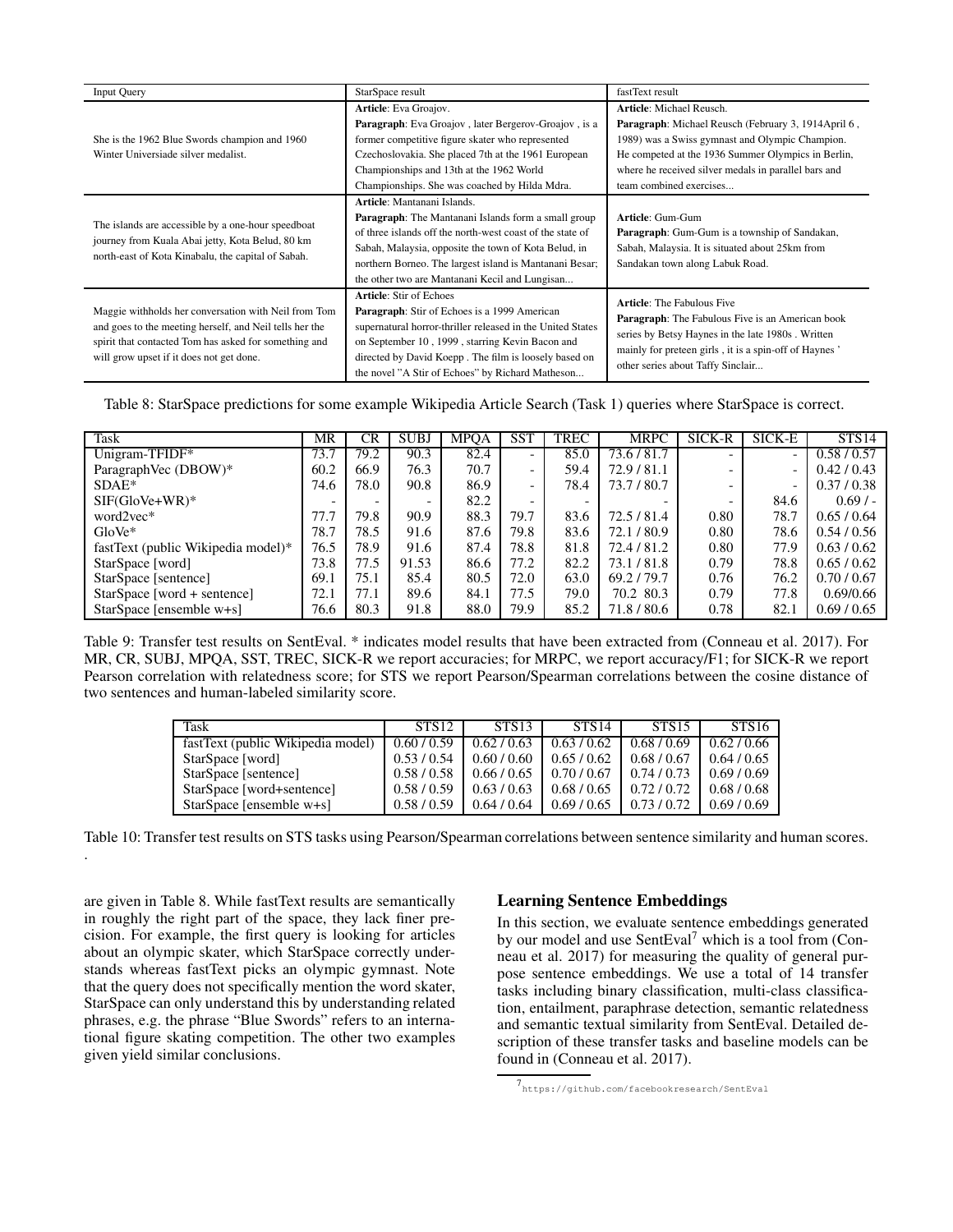| Input Query | StarSpace result | fastText result |
| --- | --- | --- |
| She is the 1962 Blue Swords champion and 1960 Winter Universiade silver medalist. | **Article**: Eva Groajov. **Paragraph**: Eva Groajov , later Bergerov-Groajov , is a former competitive figure skater who represented Czechoslovakia. She placed 7th at the 1961 European Championships and 13th at the 1962 World Championships. She was coached by Hilda Mdra. | **Article**: Michael Reusch. **Paragraph**: Michael Reusch (February 3, 1914April 6 , 1989) was a Swiss gymnast and Olympic Champion. He competed at the 1936 Summer Olympics in Berlin, where he received silver medals in parallel bars and team combined exercises... |
| The islands are accessible by a one-hour speedboat journey from Kuala Abai jetty, Kota Belud, 80 km north-east of Kota Kinabalu, the capital of Sabah. | **Article**: Mantanani Islands. **Paragraph**: The Mantanani Islands form a small group of three islands off the north-west coast of the state of Sabah, Malaysia, opposite the town of Kota Belud, in northern Borneo. The largest island is Mantanani Besar; the other two are Mantanani Kecil and Lungisan... | **Article**: Gum-Gum **Paragraph**: Gum-Gum is a township of Sandakan, Sabah, Malaysia. It is situated about 25km from Sandakan town along Labuk Road. |
| Maggie withholds her conversation with Neil from Tom and goes to the meeting herself, and Neil tells her the spirit that contacted Tom has asked for something and will grow upset if it does not get done. | **Article**: Stir of Echoes **Paragraph**: Stir of Echoes is a 1999 American supernatural horror-thriller released in the United States on September 10 , 1999 , starring Kevin Bacon and directed by David Koepp . The film is loosely based on the novel "A Stir of Echoes" by Richard Matheson... | **Article**: The Fabulous Five **Paragraph**: The Fabulous Five is an American book series by Betsy Haynes in the late 1980s . Written mainly for preteen girls , it is a spin-off of Haynes ' other series about Taffy Sinclair... |

Table 8: StarSpace predictions for some example Wikipedia Article Search (Task 1) queries where StarSpace is correct.

| Task | MR | CR | SUBJ | MPQA | SST | TREC | MRPC | SICK-R | SICK-E | STS14 |
| --- | --- | --- | --- | --- | --- | --- | --- | --- | --- | --- |
| Unigram-TFIDF* | 73.7 | 79.2 | 90.3 | 82.4 | - | 85.0 | 73.6 / 81.7 | - | - | 0.58 / 0.57 |
| ParagraphVec (DBOW)* | 60.2 | 66.9 | 76.3 | 70.7 | - | 59.4 | 72.9 / 81.1 | - | - | 0.42 / 0.43 |
| SDAE* | 74.6 | 78.0 | 90.8 | 86.9 | - | 78.4 | 73.7 / 80.7 | - | - | 0.37 / 0.38 |
| SIF(GloVe+WR)* | - | - | - | 82.2 | - | - | - | - | 84.6 | 0.69 / - |
| word2vec* | 77.7 | 79.8 | 90.9 | 88.3 | 79.7 | 83.6 | 72.5 / 81.4 | 0.80 | 78.7 | 0.65 / 0.64 |
| GloVe* | 78.7 | 78.5 | 91.6 | 87.6 | 79.8 | 83.6 | 72.1 / 80.9 | 0.80 | 78.6 | 0.54 / 0.56 |
| fastText (public Wikipedia model)* | 76.5 | 78.9 | 91.6 | 87.4 | 78.8 | 81.8 | 72.4 / 81.2 | 0.80 | 77.9 | 0.63 / 0.62 |
| StarSpace [word] | 73.8 | 77.5 | 91.53 | 86.6 | 77.2 | 82.2 | 73.1 / 81.8 | 0.79 | 78.8 | 0.65 / 0.62 |
| StarSpace [sentence] | 69.1 | 75.1 | 85.4 | 80.5 | 72.0 | 63.0 | 69.2 / 79.7 | 0.76 | 76.2 | 0.70 / 0.67 |
| StarSpace [word + sentence] | 72.1 | 77.1 | 89.6 | 84.1 | 77.5 | 79.0 | 70.2 80.3 | 0.79 | 77.8 | 0.69/0.66 |
| StarSpace [ensemble w+s] | 76.6 | 80.3 | 91.8 | 88.0 | 79.9 | 85.2 | 71.8 / 80.6 | 0.78 | 82.1 | 0.69 / 0.65 |

Table 9: Transfer test results on SentEval. * indicates model results that have been extracted from (Conneau et al. 2017). For MR, CR, SUBJ, MPQA, SST, TREC, SICK-R we report accuracies; for MRPC, we report accuracy/F1; for SICK-R we report Pearson correlation with relatedness score; for STS we report Pearson/Spearman correlations between the cosine distance of two sentences and human-labeled similarity score.

| Task | STS12 | STS13 | STS14 | STS15 | STS16 |
| --- | --- | --- | --- | --- | --- |
| fastText (public Wikipedia model) | 0.60 / 0.59 | 0.62 / 0.63 | 0.63 / 0.62 | 0.68 / 0.69 | 0.62 / 0.66 |
| StarSpace [word] | 0.53 / 0.54 | 0.60 / 0.60 | 0.65 / 0.62 | 0.68 / 0.67 | 0.64 / 0.65 |
| StarSpace [sentence] | 0.58 / 0.58 | 0.66 / 0.65 | 0.70 / 0.67 | 0.74 / 0.73 | 0.69 / 0.69 |
| StarSpace [word+sentence] | 0.58 / 0.59 | 0.63 / 0.63 | 0.68 / 0.65 | 0.72 / 0.72 | 0.68 / 0.68 |
| StarSpace [ensemble w+s] | 0.58 / 0.59 | 0.64 / 0.64 | 0.69 / 0.65 | 0.73 / 0.72 | 0.69 / 0.69 |

Table 10: Transfer test results on STS tasks using Pearson/Spearman correlations between sentence similarity and human scores.

are given in Table 8. While fastText results are semantically in roughly the right part of the space, they lack finer precision. For example, the first query is looking for articles about an olympic skater, which StarSpace correctly understands whereas fastText picks an olympic gymnast. Note that the query does not specifically mention the word skater, StarSpace can only understand this by understanding related phrases, e.g. the phrase "Blue Swords" refers to an international figure skating competition. The other two examples given yield similar conclusions.

## Learning Sentence Embeddings

In this section, we evaluate sentence embeddings generated by our model and use SentEval[7] which is a tool from (Conneau et al. 2017) for measuring the quality of general purpose sentence embeddings. We use a total of 14 transfer tasks including binary classification, multi-class classification, entailment, paraphrase detection, semantic relatedness and semantic textual similarity from SentEval. Detailed description of these transfer tasks and baseline models can be found in (Conneau et al. 2017).

[7] https://github.com/facebookresearch/SentEval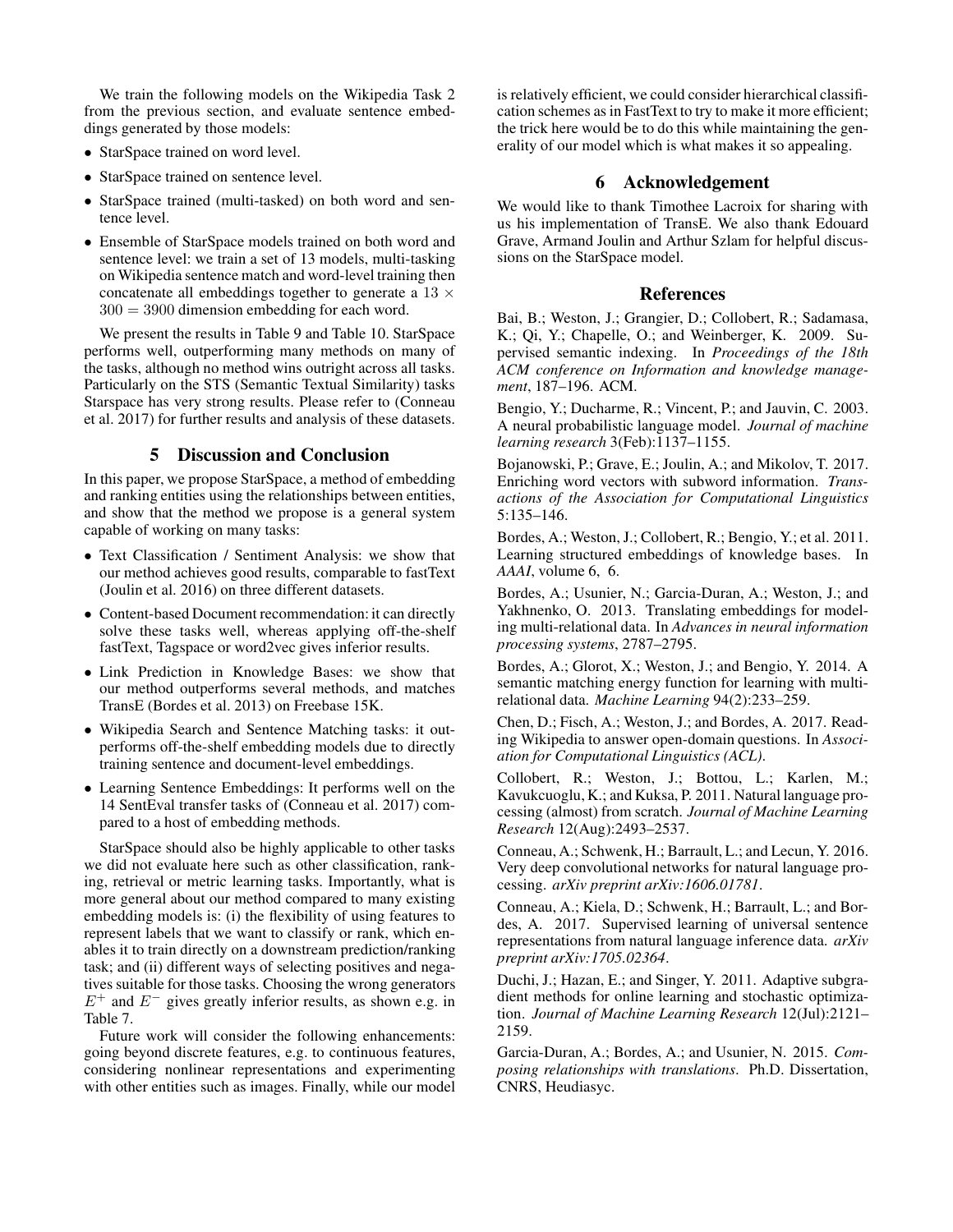We train the following models on the Wikipedia Task 2 from the previous section, and evaluate sentence embeddings generated by those models:

- StarSpace trained on word level.
- StarSpace trained on sentence level.
- StarSpace trained (multi-tasked) on both word and sentence level.
- Ensemble of StarSpace models trained on both word and sentence level: we train a set of 13 models, multi-tasking on Wikipedia sentence match and word-level training then concatenate all embeddings together to generate a $13 \times 300 = 3900$ dimension embedding for each word.

We present the results in Table 9 and Table 10. StarSpace performs well, outperforming many methods on many of the tasks, although no method wins outright across all tasks. Particularly on the STS (Semantic Textual Similarity) tasks Starspace has very strong results. Please refer to (Conneau et al. 2017) for further results and analysis of these datasets.

## 5 Discussion and Conclusion

In this paper, we propose StarSpace, a method of embedding and ranking entities using the relationships between entities, and show that the method we propose is a general system capable of working on many tasks:

- Text Classification / Sentiment Analysis: we show that our method achieves good results, comparable to fastText (Joulin et al. 2016) on three different datasets.
- Content-based Document recommendation: it can directly solve these tasks well, whereas applying off-the-shelf fastText, Tagspace or word2vec gives inferior results.
- Link Prediction in Knowledge Bases: we show that our method outperforms several methods, and matches TransE (Bordes et al. 2013) on Freebase 15K.
- Wikipedia Search and Sentence Matching tasks: it outperforms off-the-shelf embedding models due to directly training sentence and document-level embeddings.
- Learning Sentence Embeddings: It performs well on the 14 SentEval transfer tasks of (Conneau et al. 2017) compared to a host of embedding methods.

StarSpace should also be highly applicable to other tasks we did not evaluate here such as other classification, ranking, retrieval or metric learning tasks. Importantly, what is more general about our method compared to many existing embedding models is: (i) the flexibility of using features to represent labels that we want to classify or rank, which enables it to train directly on a downstream prediction/ranking task; and (ii) different ways of selecting positives and negatives suitable for those tasks. Choosing the wrong generators $E^+$ and $E^-$ gives greatly inferior results, as shown e.g. in Table 7.

Future work will consider the following enhancements: going beyond discrete features, e.g. to continuous features, considering nonlinear representations and experimenting with other entities such as images. Finally, while our model is relatively efficient, we could consider hierarchical classification schemes as in FastText to try to make it more efficient; the trick here would be to do this while maintaining the generality of our model which is what makes it so appealing.

## 6 Acknowledgement

We would like to thank Timothee Lacroix for sharing with us his implementation of TransE. We also thank Edouard Grave, Armand Joulin and Arthur Szlam for helpful discussions on the StarSpace model.

## References

Bai, B.; Weston, J.; Grangier, D.; Collobert, R.; Sadamasa, K.; Qi, Y.; Chapelle, O.; and Weinberger, K. 2009. Supervised semantic indexing. In *Proceedings of the 18th ACM conference on Information and knowledge management*, 187–196. ACM.

Bengio, Y.; Ducharme, R.; Vincent, P.; and Jauvin, C. 2003. A neural probabilistic language model. *Journal of machine learning research* 3(Feb):1137–1155.

Bojanowski, P.; Grave, E.; Joulin, A.; and Mikolov, T. 2017. Enriching word vectors with subword information. *Transactions of the Association for Computational Linguistics* 5:135–146.

Bordes, A.; Weston, J.; Collobert, R.; Bengio, Y.; et al. 2011. Learning structured embeddings of knowledge bases. In *AAAI*, volume 6, 6.

Bordes, A.; Usunier, N.; Garcia-Duran, A.; Weston, J.; and Yakhnenko, O. 2013. Translating embeddings for modeling multi-relational data. In *Advances in neural information processing systems*, 2787–2795.

Bordes, A.; Glorot, X.; Weston, J.; and Bengio, Y. 2014. A semantic matching energy function for learning with multi-relational data. *Machine Learning* 94(2):233–259.

Chen, D.; Fisch, A.; Weston, J.; and Bordes, A. 2017. Reading Wikipedia to answer open-domain questions. In *Association for Computational Linguistics (ACL)*.

Collobert, R.; Weston, J.; Bottou, L.; Karlen, M.; Kavukcuoglu, K.; and Kuksa, P. 2011. Natural language processing (almost) from scratch. *Journal of Machine Learning Research* 12(Aug):2493–2537.

Conneau, A.; Schwenk, H.; Barrault, L.; and Lecun, Y. 2016. Very deep convolutional networks for natural language processing. *arXiv preprint arXiv:1606.01781*.

Conneau, A.; Kiela, D.; Schwenk, H.; Barrault, L.; and Bordes, A. 2017. Supervised learning of universal sentence representations from natural language inference data. *arXiv preprint arXiv:1705.02364*.

Duchi, J.; Hazan, E.; and Singer, Y. 2011. Adaptive subgradient methods for online learning and stochastic optimization. *Journal of Machine Learning Research* 12(Jul):2121–2159.

Garcia-Duran, A.; Bordes, A.; and Usunier, N. 2015. *Composing relationships with translations*. Ph.D. Dissertation, CNRS, Heudiasyc.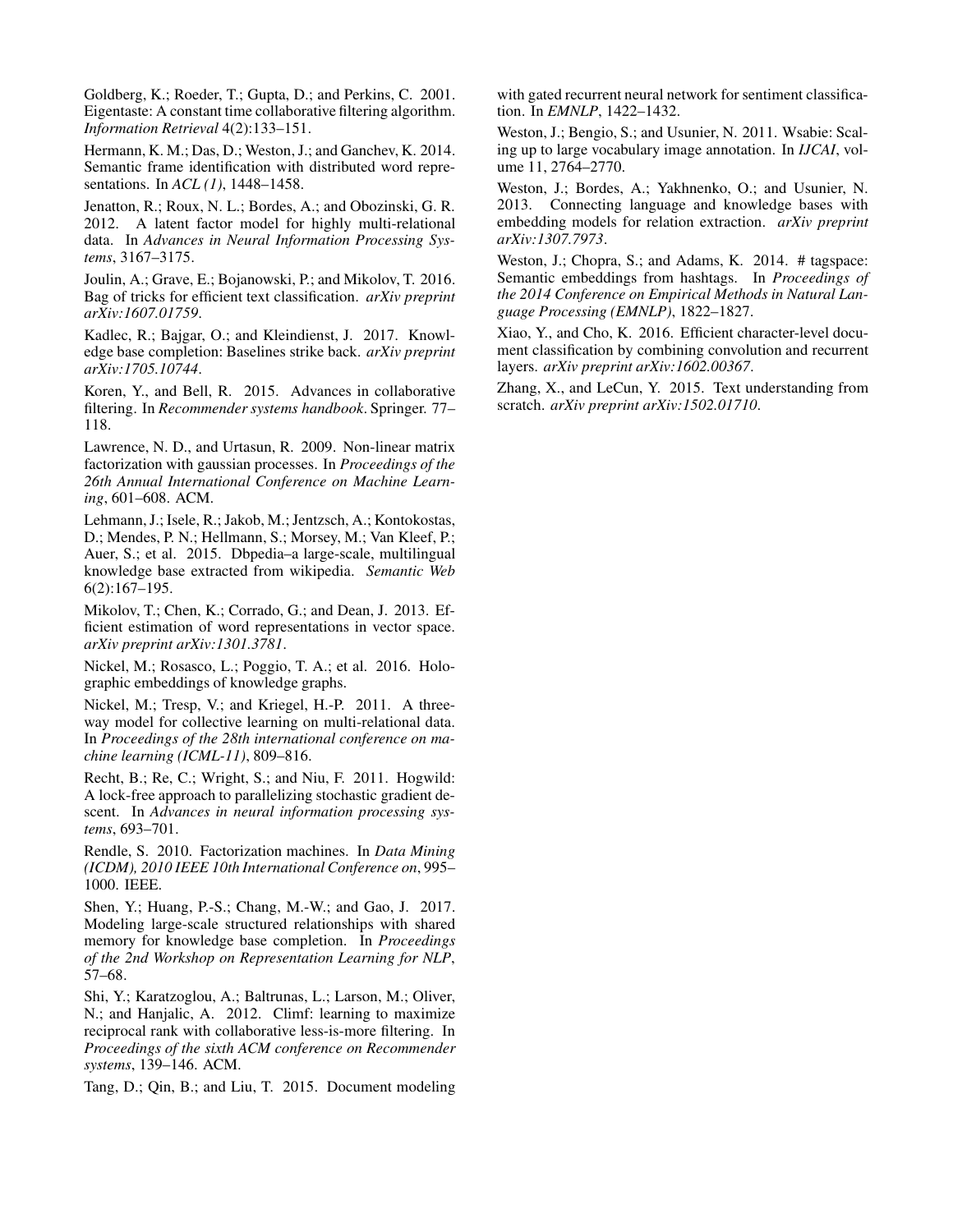Goldberg, K.; Roeder, T.; Gupta, D.; and Perkins, C. 2001. Eigentaste: A constant time collaborative filtering algorithm. *Information Retrieval* 4(2):133–151.

Hermann, K. M.; Das, D.; Weston, J.; and Ganchev, K. 2014. Semantic frame identification with distributed word representations. In *ACL (1)*, 1448–1458.

Jenatton, R.; Roux, N. L.; Bordes, A.; and Obozinski, G. R. 2012. A latent factor model for highly multi-relational data. In *Advances in Neural Information Processing Systems*, 3167–3175.

Joulin, A.; Grave, E.; Bojanowski, P.; and Mikolov, T. 2016. Bag of tricks for efficient text classification. *arXiv preprint arXiv:1607.01759*.

Kadlec, R.; Bajgar, O.; and Kleindienst, J. 2017. Knowledge base completion: Baselines strike back. *arXiv preprint arXiv:1705.10744*.

Koren, Y., and Bell, R. 2015. Advances in collaborative filtering. In *Recommender systems handbook*. Springer. 77–118.

Lawrence, N. D., and Urtasun, R. 2009. Non-linear matrix factorization with gaussian processes. In *Proceedings of the 26th Annual International Conference on Machine Learning*, 601–608. ACM.

Lehmann, J.; Isele, R.; Jakob, M.; Jentzsch, A.; Kontokostas, D.; Mendes, P. N.; Hellmann, S.; Morsey, M.; Van Kleef, P.; Auer, S.; et al. 2015. Dbpedia–a large-scale, multilingual knowledge base extracted from wikipedia. *Semantic Web* 6(2):167–195.

Mikolov, T.; Chen, K.; Corrado, G.; and Dean, J. 2013. Efficient estimation of word representations in vector space. *arXiv preprint arXiv:1301.3781*.

Nickel, M.; Rosasco, L.; Poggio, T. A.; et al. 2016. Holographic embeddings of knowledge graphs.

Nickel, M.; Tresp, V.; and Kriegel, H.-P. 2011. A three-way model for collective learning on multi-relational data. In *Proceedings of the 28th international conference on machine learning (ICML-11)*, 809–816.

Recht, B.; Re, C.; Wright, S.; and Niu, F. 2011. Hogwild: A lock-free approach to parallelizing stochastic gradient descent. In *Advances in neural information processing systems*, 693–701.

Rendle, S. 2010. Factorization machines. In *Data Mining (ICDM), 2010 IEEE 10th International Conference on*, 995–1000. IEEE.

Shen, Y.; Huang, P.-S.; Chang, M.-W.; and Gao, J. 2017. Modeling large-scale structured relationships with shared memory for knowledge base completion. In *Proceedings of the 2nd Workshop on Representation Learning for NLP*, 57–68.

Shi, Y.; Karatzoglou, A.; Baltrunas, L.; Larson, M.; Oliver, N.; and Hanjalic, A. 2012. Climf: learning to maximize reciprocal rank with collaborative less-is-more filtering. In *Proceedings of the sixth ACM conference on Recommender systems*, 139–146. ACM.

Tang, D.; Qin, B.; and Liu, T. 2015. Document modeling with gated recurrent neural network for sentiment classification. In *EMNLP*, 1422–1432.

Weston, J.; Bengio, S.; and Usunier, N. 2011. Wsabie: Scaling up to large vocabulary image annotation. In *IJCAI*, volume 11, 2764–2770.

Weston, J.; Bordes, A.; Yakhnenko, O.; and Usunier, N. 2013. Connecting language and knowledge bases with embedding models for relation extraction. *arXiv preprint arXiv:1307.7973*.

Weston, J.; Chopra, S.; and Adams, K. 2014. # tagspace: Semantic embeddings from hashtags. In *Proceedings of the 2014 Conference on Empirical Methods in Natural Language Processing (EMNLP)*, 1822–1827.

Xiao, Y., and Cho, K. 2016. Efficient character-level document classification by combining convolution and recurrent layers. *arXiv preprint arXiv:1602.00367*.

Zhang, X., and LeCun, Y. 2015. Text understanding from scratch. *arXiv preprint arXiv:1502.01710*.